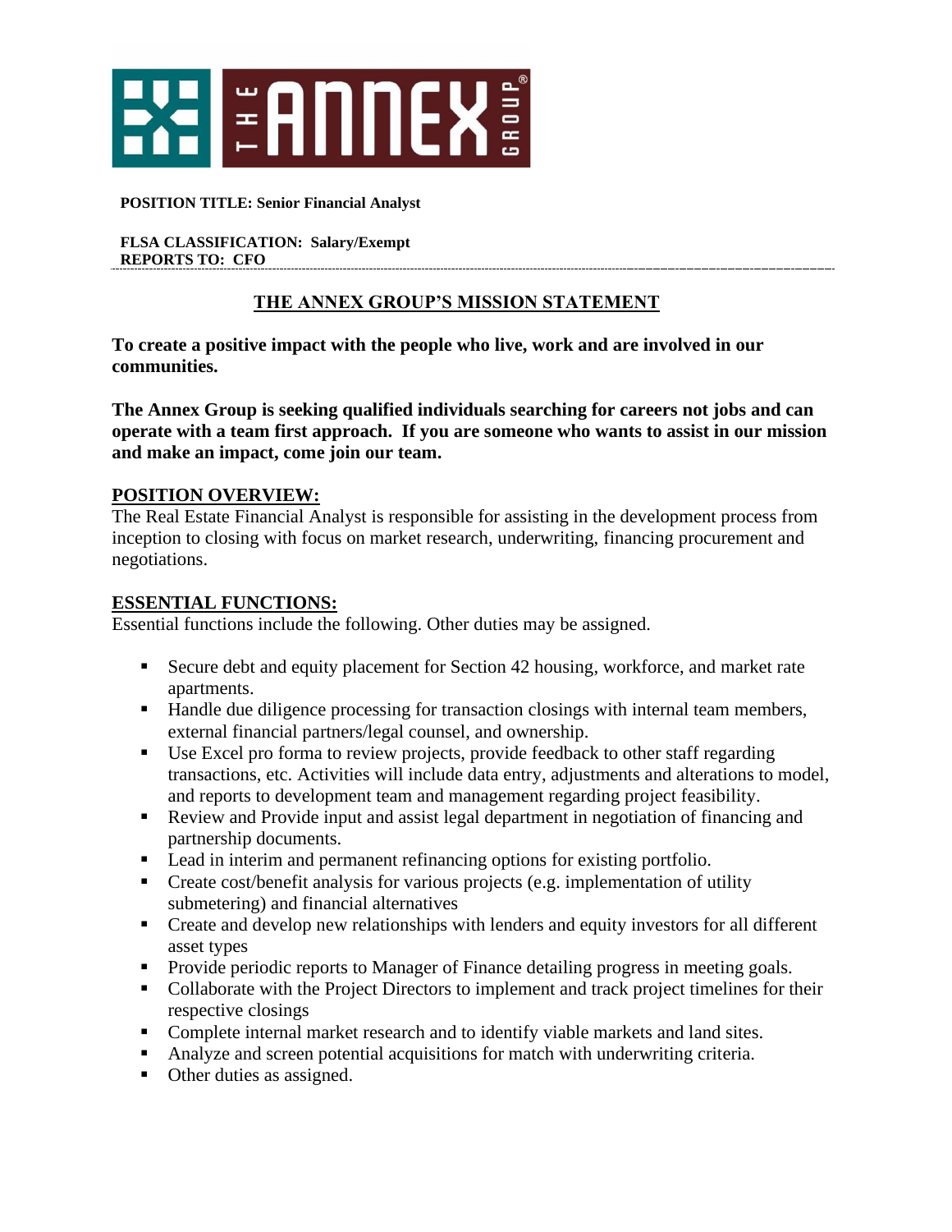**POSITION TITLE: Senior Financial Analyst**

**FLSA CLASSIFICATION: Salary/Exempt**
**REPORTS TO: CFO**

---

## THE ANNEX GROUP'S MISSION STATEMENT

**To create a positive impact with the people who live, work and are involved in our communities.**

**The Annex Group is seeking qualified individuals searching for careers not jobs and can operate with a team first approach. If you are someone who wants to assist in our mission and make an impact, come join our team.**

## POSITION OVERVIEW:

The Real Estate Financial Analyst is responsible for assisting in the development process from inception to closing with focus on market research, underwriting, financing procurement and negotiations.

## ESSENTIAL FUNCTIONS:

Essential functions include the following. Other duties may be assigned.

- Secure debt and equity placement for Section 42 housing, workforce, and market rate apartments.
- Handle due diligence processing for transaction closings with internal team members, external financial partners/legal counsel, and ownership.
- Use Excel pro forma to review projects, provide feedback to other staff regarding transactions, etc. Activities will include data entry, adjustments and alterations to model, and reports to development team and management regarding project feasibility.
- Review and Provide input and assist legal department in negotiation of financing and partnership documents.
- Lead in interim and permanent refinancing options for existing portfolio.
- Create cost/benefit analysis for various projects (e.g. implementation of utility submetering) and financial alternatives
- Create and develop new relationships with lenders and equity investors for all different asset types
- Provide periodic reports to Manager of Finance detailing progress in meeting goals.
- Collaborate with the Project Directors to implement and track project timelines for their respective closings
- Complete internal market research and to identify viable markets and land sites.
- Analyze and screen potential acquisitions for match with underwriting criteria.
- Other duties as assigned.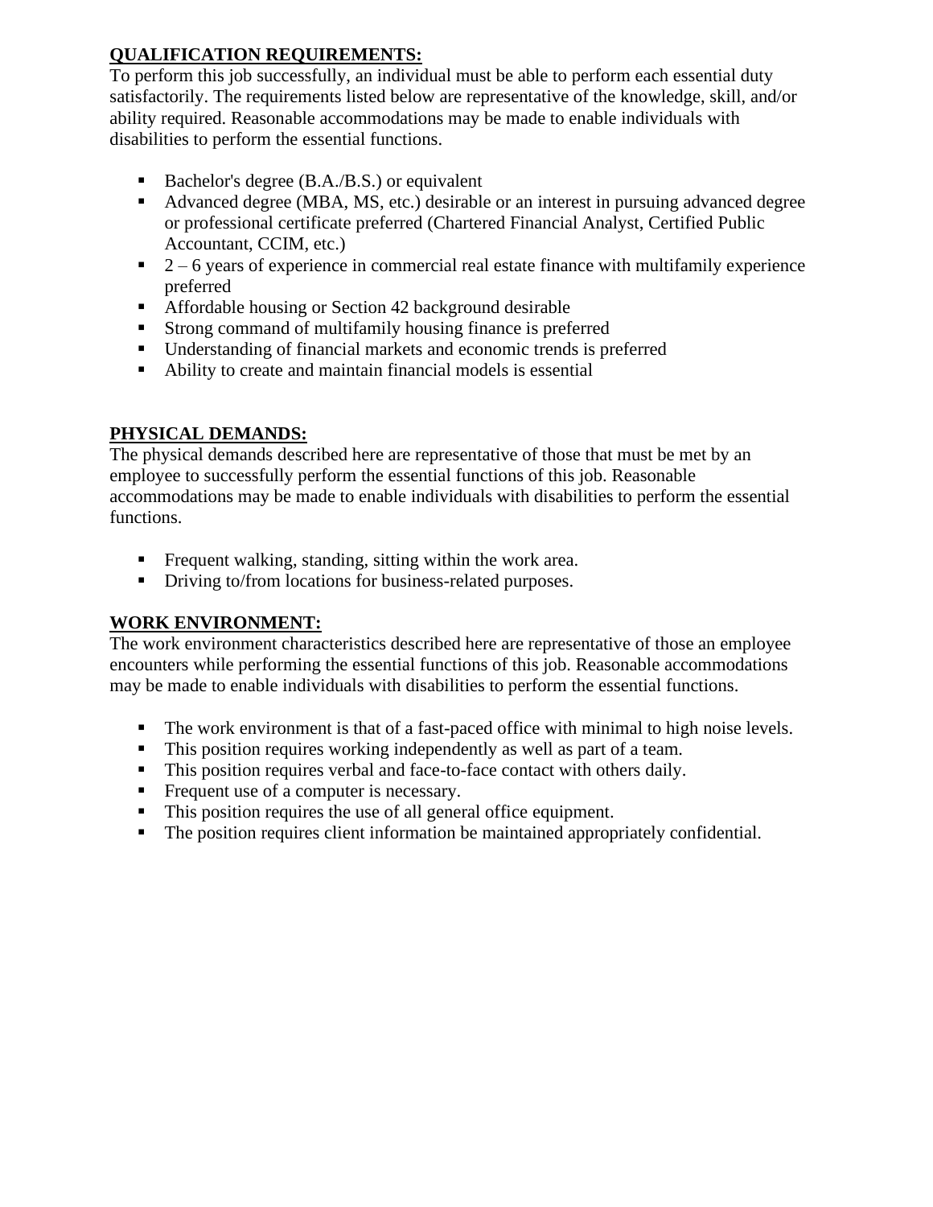## QUALIFICATION REQUIREMENTS:

To perform this job successfully, an individual must be able to perform each essential duty satisfactorily. The requirements listed below are representative of the knowledge, skill, and/or ability required. Reasonable accommodations may be made to enable individuals with disabilities to perform the essential functions.

- Bachelor's degree (B.A./B.S.) or equivalent
- Advanced degree (MBA, MS, etc.) desirable or an interest in pursuing advanced degree or professional certificate preferred (Chartered Financial Analyst, Certified Public Accountant, CCIM, etc.)
- 2 – 6 years of experience in commercial real estate finance with multifamily experience preferred
- Affordable housing or Section 42 background desirable
- Strong command of multifamily housing finance is preferred
- Understanding of financial markets and economic trends is preferred
- Ability to create and maintain financial models is essential

## PHYSICAL DEMANDS:

The physical demands described here are representative of those that must be met by an employee to successfully perform the essential functions of this job. Reasonable accommodations may be made to enable individuals with disabilities to perform the essential functions.

- Frequent walking, standing, sitting within the work area.
- Driving to/from locations for business-related purposes.

## WORK ENVIRONMENT:

The work environment characteristics described here are representative of those an employee encounters while performing the essential functions of this job. Reasonable accommodations may be made to enable individuals with disabilities to perform the essential functions.

- The work environment is that of a fast-paced office with minimal to high noise levels.
- This position requires working independently as well as part of a team.
- This position requires verbal and face-to-face contact with others daily.
- Frequent use of a computer is necessary.
- This position requires the use of all general office equipment.
- The position requires client information be maintained appropriately confidential.